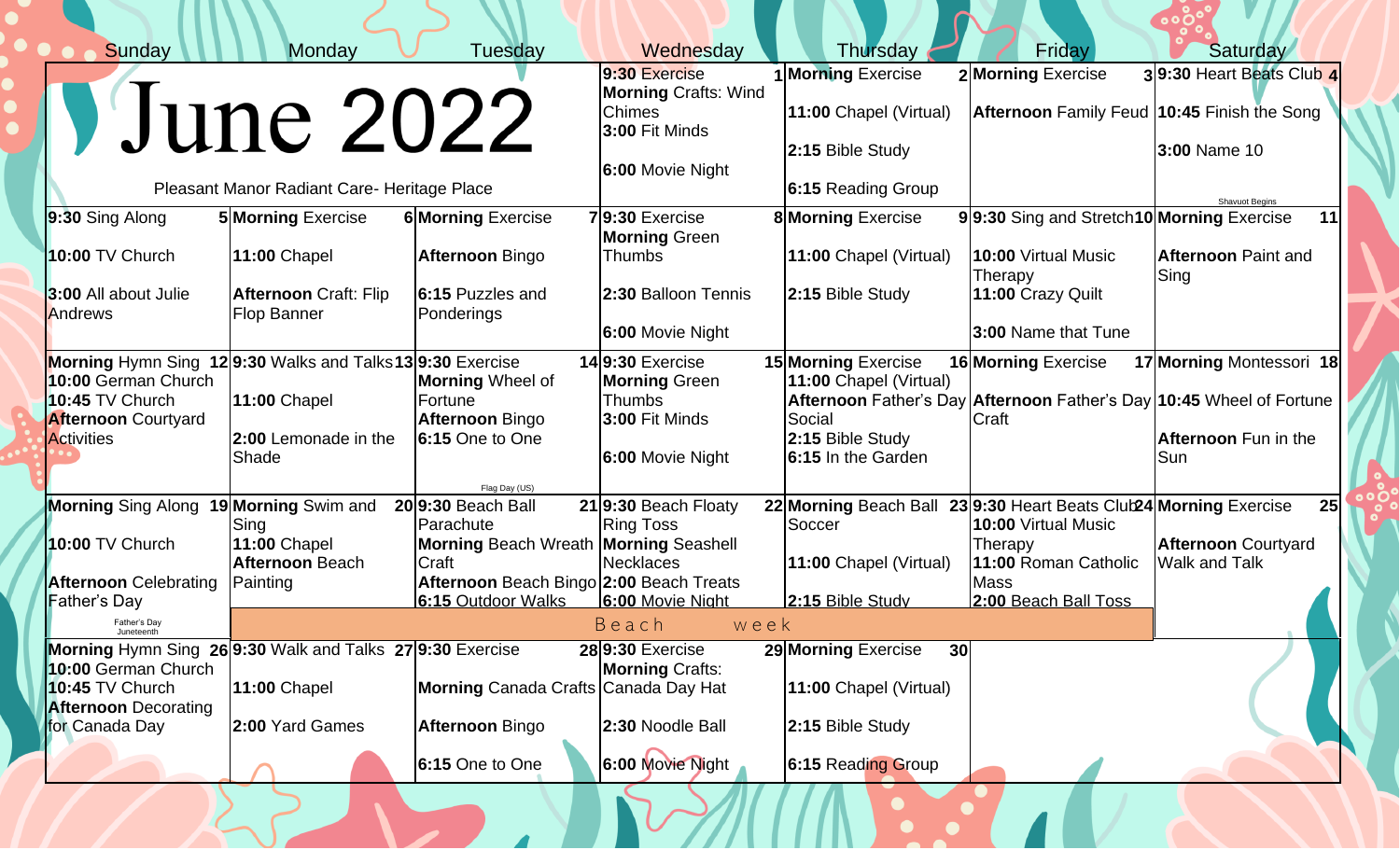# June 2022

Pleasant Manor Radiant Care- Heritage Place

| Sunday | Monday | Tuesday | Wednesday | Thursday | Friday | Saturday |
|---|---|---|---|---|---|---|
| | | | **1** **9:30** Exercise<br>**Morning** Crafts: Wind Chimes<br>**3:00** Fit Minds<br>**6:00** Movie Night | **2** **Morning** Exercise<br>**11:00** Chapel (Virtual)<br>**2:15** Bible Study<br>**6:15** Reading Group | **3** **Morning** Exercise<br>**Afternoon** Family Feud | **4** **9:30** Heart Beats Club<br>**10:45** Finish the Song<br>**3:00** Name 10<br>Shavuot Begins |
| **5** **9:30** Sing Along<br>**10:00** TV Church<br>**3:00** All about Julie Andrews | **6** **Morning** Exercise<br>**11:00** Chapel<br>**Afternoon** Craft: Flip Flop Banner | **7** **Morning** Exercise<br>**Afternoon** Bingo<br>**6:15** Puzzles and Ponderings | **8** **9:30** Exercise<br>**Morning** Green Thumbs<br>**2:30** Balloon Tennis<br>**6:00** Movie Night | **9** **Morning** Exercise<br>**11:00** Chapel (Virtual)<br>**2:15** Bible Study | **10** **9:30** Sing and Stretch<br>**10:00** Virtual Music Therapy<br>**11:00** Crazy Quilt<br>**3:00** Name that Tune | **11** **Morning** Exercise<br>**Afternoon** Paint and Sing |
| **12** **Morning** Hymn Sing<br>**10:00** German Church<br>**10:45** TV Church<br>**Afternoon** Courtyard Activities | **13** **9:30** Walks and Talks<br>**11:00** Chapel<br>**2:00** Lemonade in the Shade | **14** **9:30** Exercise<br>**Morning** Wheel of Fortune<br>**Afternoon** Bingo<br>**6:15** One to One<br>Flag Day (US) | **15** **9:30** Exercise<br>**Morning** Green Thumbs<br>**3:00** Fit Minds<br>**6:00** Movie Night | **16** **Morning** Exercise<br>**11:00** Chapel (Virtual)<br>**Afternoon** Father's Day Social<br>**2:15** Bible Study<br>**6:15** In the Garden | **17** **Morning** Exercise<br>**Afternoon** Father's Day Craft | **18** **Morning** Montessori<br>**10:45** Wheel of Fortune<br>**Afternoon** Fun in the Sun |
| **19** **Morning** Sing Along<br>**10:00** TV Church<br>**Afternoon** Celebrating Father's Day<br>Father's Day<br>Juneteenth | **20** **Morning** Swim and Sing<br>**11:00** Chapel<br>**Afternoon** Beach Painting<br>Beach week | **21** **9:30** Beach Ball Parachute<br>**Morning** Beach Wreath Craft<br>**Afternoon** Beach Bingo<br>**6:15** Outdoor Walks<br>Beach week | **22** **9:30** Beach Floaty Ring Toss<br>**Morning** Seashell Necklaces<br>**2:00** Beach Treats<br>**6:00** Movie Night<br>Beach week | **23** **Morning** Beach Ball Soccer<br>**11:00** Chapel (Virtual)<br>**2:15** Bible Study<br>Beach week | **24** **9:30** Heart Beats Club<br>**10:00** Virtual Music Therapy<br>**11:00** Roman Catholic Mass<br>**2:00** Beach Ball Toss<br>Beach week | **25** **Morning** Exercise<br>**Afternoon** Courtyard Walk and Talk |
| **26** **Morning** Hymn Sing<br>**10:00** German Church<br>**10:45** TV Church<br>**Afternoon** Decorating for Canada Day | **27** **9:30** Walk and Talks<br>**11:00** Chapel<br>**2:00** Yard Games | **28** **9:30** Exercise<br>**Morning** Canada Crafts<br>**Afternoon** Bingo<br>**6:15** One to One | **29** **9:30** Exercise<br>**Morning** Crafts: Canada Day Hat<br>**2:30** Noodle Ball<br>**6:00** Movie Night | **30** **Morning** Exercise<br>**11:00** Chapel (Virtual)<br>**2:15** Bible Study<br>**6:15** Reading Group | | |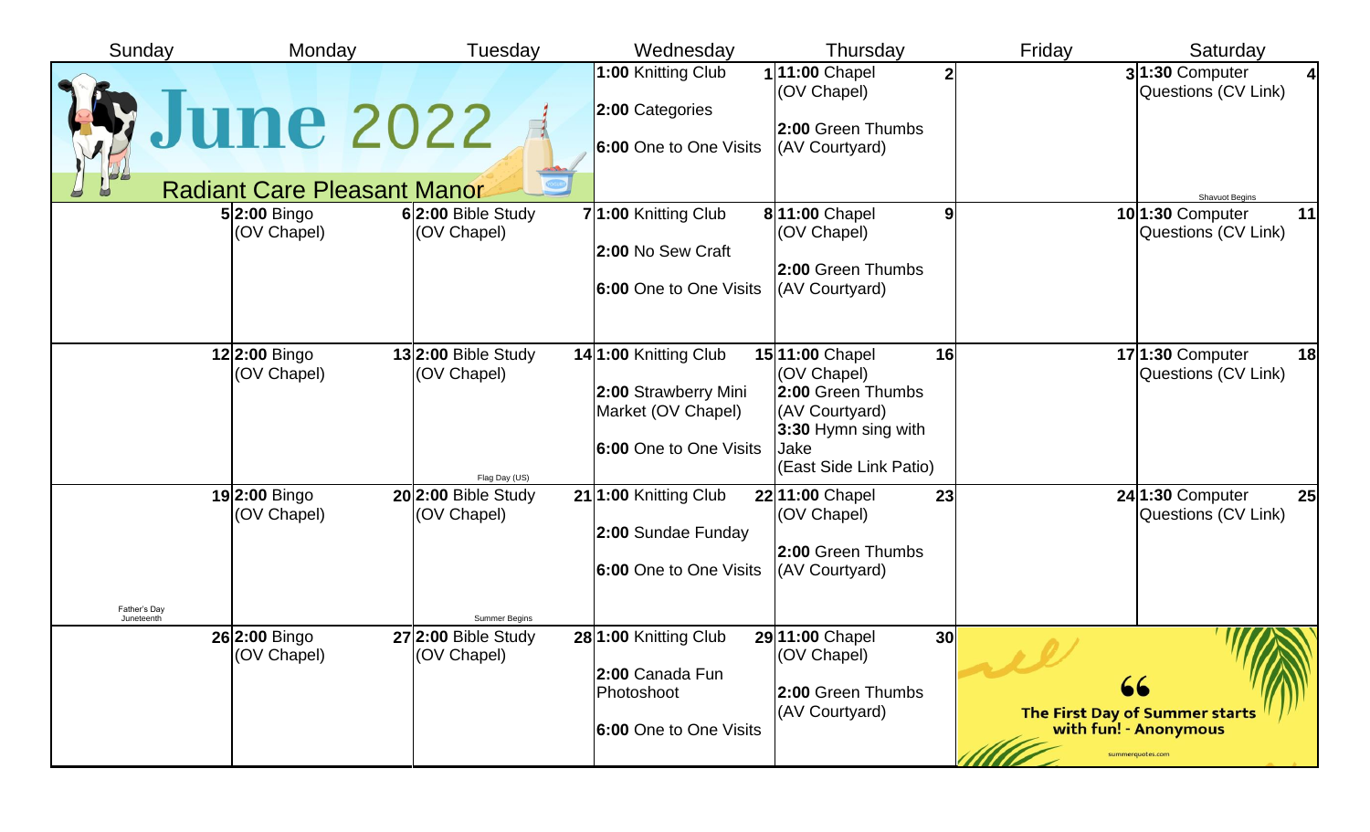# June 2022

## Radiant Care Pleasant Manor

| Sunday | Monday | Tuesday | Wednesday | Thursday | Friday | Saturday |
|---|---|---|---|---|---|---|
| | | | 1 **1:00** Knitting Club<br>**2:00** Categories<br>**6:00** One to One Visits | 2 **11:00** Chapel (OV Chapel)<br>**2:00** Green Thumbs (AV Courtyard) | 3 | 4 **1:30** Computer Questions (CV Link)<br>Shavuot Begins |
| 5 | 6 **2:00** Bingo (OV Chapel) | 7 **2:00** Bible Study (OV Chapel) | 8 **1:00** Knitting Club<br>**2:00** No Sew Craft<br>**6:00** One to One Visits | 9 **11:00** Chapel (OV Chapel)<br>**2:00** Green Thumbs (AV Courtyard) | 10 | 11 **1:30** Computer Questions (CV Link) |
| 12 | 13 **2:00** Bingo (OV Chapel) | 14 **2:00** Bible Study (OV Chapel)<br>Flag Day (US) | 15 **1:00** Knitting Club<br>**2:00** Strawberry Mini Market (OV Chapel)<br>**6:00** One to One Visits | 16 **11:00** Chapel (OV Chapel)<br>**2:00** Green Thumbs (AV Courtyard)<br>**3:30** Hymn sing with Jake (East Side Link Patio) | 17 | 18 **1:30** Computer Questions (CV Link) |
| 19<br>Father's Day<br>Juneteenth | 20 **2:00** Bingo (OV Chapel) | 21 **2:00** Bible Study (OV Chapel)<br>Summer Begins | 22 **1:00** Knitting Club<br>**2:00** Sundae Funday<br>**6:00** One to One Visits | 23 **11:00** Chapel (OV Chapel)<br>**2:00** Green Thumbs (AV Courtyard) | 24 | 25 **1:30** Computer Questions (CV Link) |
| 26 | 27 **2:00** Bingo (OV Chapel) | 28 **2:00** Bible Study (OV Chapel) | 29 **1:00** Knitting Club<br>**2:00** Canada Fun Photoshoot<br>**6:00** One to One Visits | 30 **11:00** Chapel (OV Chapel)<br>**2:00** Green Thumbs (AV Courtyard) | "The First Day of Summer starts with fun! - Anonymous"<br>summerquotes.com | |